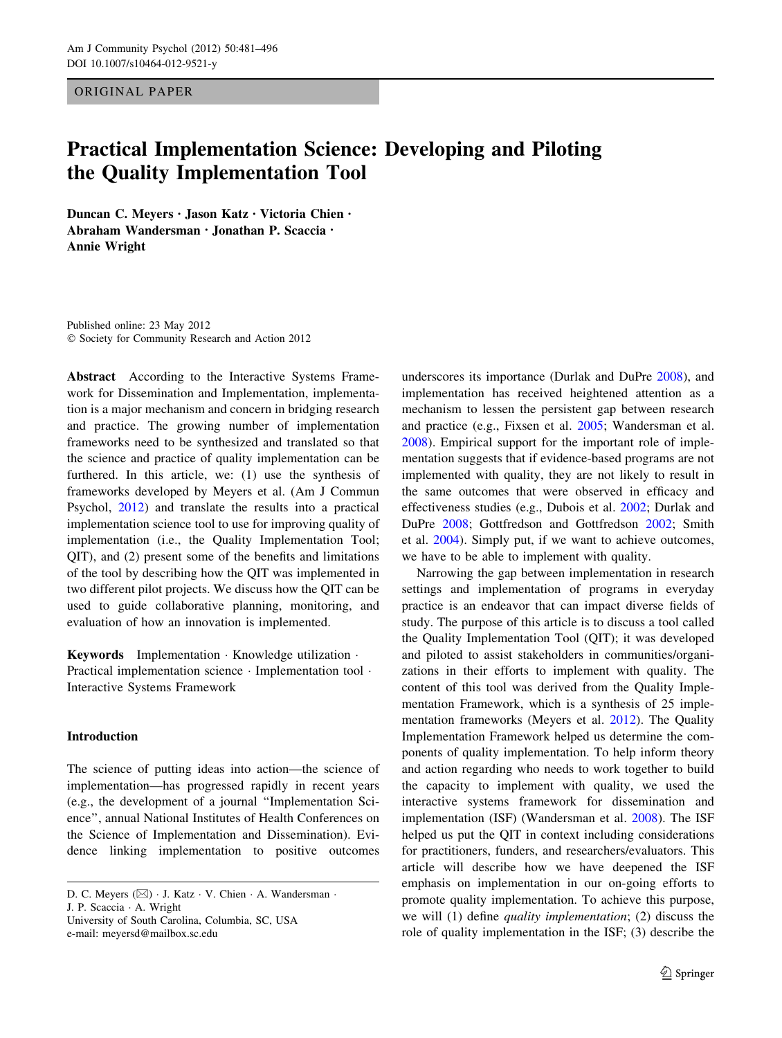ORIGINAL PAPER

# Practical Implementation Science: Developing and Piloting the Quality Implementation Tool

**Duncan C. Meyers · Jason Katz · Victoria Chien · Abraham Wandersman · Jonathan P. Scaccia · Annie Wright**

Published online: 23 May 2012
© Society for Community Research and Action 2012

**Abstract** According to the Interactive Systems Framework for Dissemination and Implementation, implementation is a major mechanism and concern in bridging research and practice. The growing number of implementation frameworks need to be synthesized and translated so that the science and practice of quality implementation can be furthered. In this article, we: (1) use the synthesis of frameworks developed by Meyers et al. (Am J Commun Psychol, 2012) and translate the results into a practical implementation science tool to use for improving quality of implementation (i.e., the Quality Implementation Tool; QIT), and (2) present some of the benefits and limitations of the tool by describing how the QIT was implemented in two different pilot projects. We discuss how the QIT can be used to guide collaborative planning, monitoring, and evaluation of how an innovation is implemented.

**Keywords** Implementation · Knowledge utilization · Practical implementation science · Implementation tool · Interactive Systems Framework

## Introduction

The science of putting ideas into action—the science of implementation—has progressed rapidly in recent years (e.g., the development of a journal "Implementation Science", annual National Institutes of Health Conferences on the Science of Implementation and Dissemination). Evidence linking implementation to positive outcomes underscores its importance (Durlak and DuPre 2008), and implementation has received heightened attention as a mechanism to lessen the persistent gap between research and practice (e.g., Fixsen et al. 2005; Wandersman et al. 2008). Empirical support for the important role of implementation suggests that if evidence-based programs are not implemented with quality, they are not likely to result in the same outcomes that were observed in efficacy and effectiveness studies (e.g., Dubois et al. 2002; Durlak and DuPre 2008; Gottfredson and Gottfredson 2002; Smith et al. 2004). Simply put, if we want to achieve outcomes, we have to be able to implement with quality.

Narrowing the gap between implementation in research settings and implementation of programs in everyday practice is an endeavor that can impact diverse fields of study. The purpose of this article is to discuss a tool called the Quality Implementation Tool (QIT); it was developed and piloted to assist stakeholders in communities/organizations in their efforts to implement with quality. The content of this tool was derived from the Quality Implementation Framework, which is a synthesis of 25 implementation frameworks (Meyers et al. 2012). The Quality Implementation Framework helped us determine the components of quality implementation. To help inform theory and action regarding who needs to work together to build the capacity to implement with quality, we used the interactive systems framework for dissemination and implementation (ISF) (Wandersman et al. 2008). The ISF helped us put the QIT in context including considerations for practitioners, funders, and researchers/evaluators. This article will describe how we have deepened the ISF emphasis on implementation in our on-going efforts to promote quality implementation. To achieve this purpose, we will (1) define *quality implementation*; (2) discuss the role of quality implementation in the ISF; (3) describe the

D. C. Meyers (✉) · J. Katz · V. Chien · A. Wandersman · J. P. Scaccia · A. Wright
University of South Carolina, Columbia, SC, USA
e-mail: meyersd@mailbox.sc.edu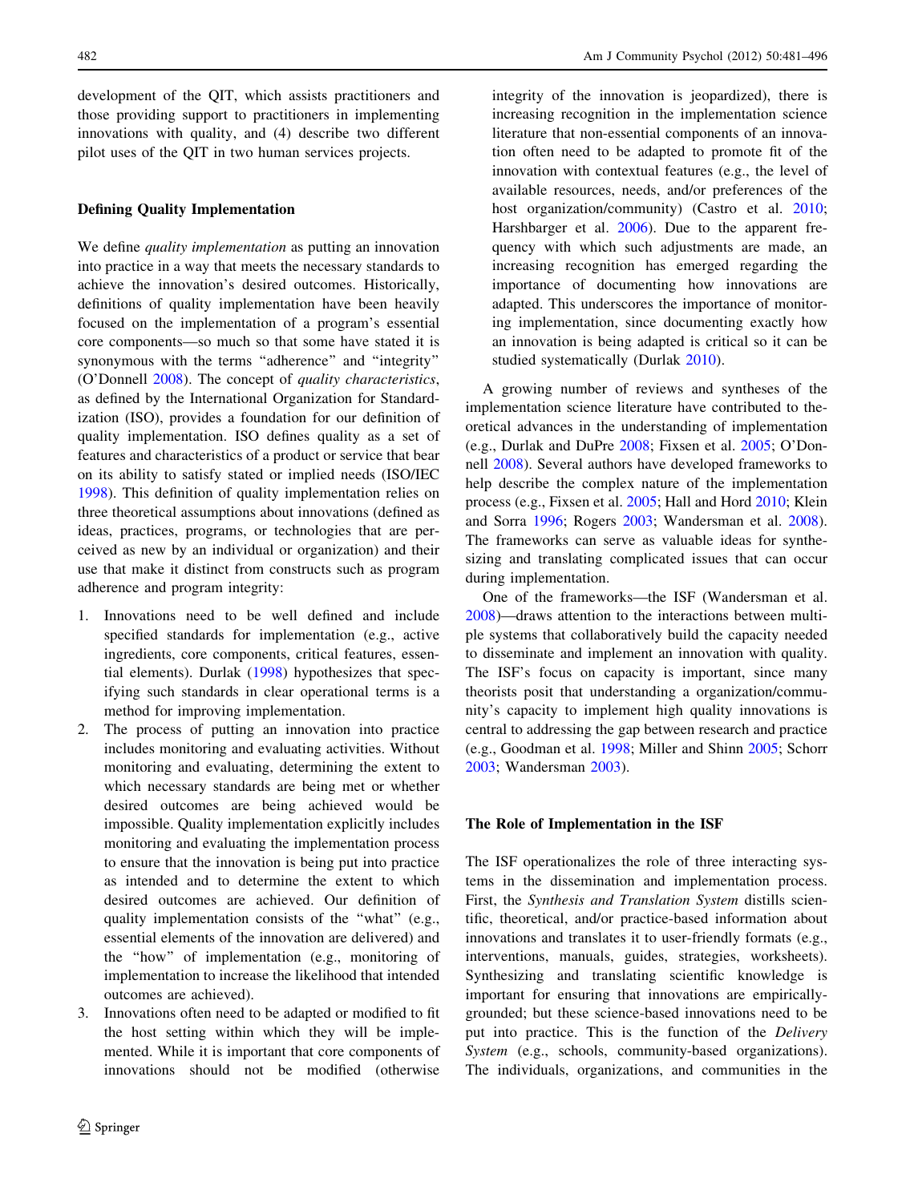development of the QIT, which assists practitioners and those providing support to practitioners in implementing innovations with quality, and (4) describe two different pilot uses of the QIT in two human services projects.

## Defining Quality Implementation

We define *quality implementation* as putting an innovation into practice in a way that meets the necessary standards to achieve the innovation's desired outcomes. Historically, definitions of quality implementation have been heavily focused on the implementation of a program's essential core components—so much so that some have stated it is synonymous with the terms "adherence" and "integrity" (O'Donnell 2008). The concept of *quality characteristics*, as defined by the International Organization for Standardization (ISO), provides a foundation for our definition of quality implementation. ISO defines quality as a set of features and characteristics of a product or service that bear on its ability to satisfy stated or implied needs (ISO/IEC 1998). This definition of quality implementation relies on three theoretical assumptions about innovations (defined as ideas, practices, programs, or technologies that are perceived as new by an individual or organization) and their use that make it distinct from constructs such as program adherence and program integrity:

1. Innovations need to be well defined and include specified standards for implementation (e.g., active ingredients, core components, critical features, essential elements). Durlak (1998) hypothesizes that specifying such standards in clear operational terms is a method for improving implementation.
2. The process of putting an innovation into practice includes monitoring and evaluating activities. Without monitoring and evaluating, determining the extent to which necessary standards are being met or whether desired outcomes are being achieved would be impossible. Quality implementation explicitly includes monitoring and evaluating the implementation process to ensure that the innovation is being put into practice as intended and to determine the extent to which desired outcomes are achieved. Our definition of quality implementation consists of the "what" (e.g., essential elements of the innovation are delivered) and the "how" of implementation (e.g., monitoring of implementation to increase the likelihood that intended outcomes are achieved).
3. Innovations often need to be adapted or modified to fit the host setting within which they will be implemented. While it is important that core components of innovations should not be modified (otherwise integrity of the innovation is jeopardized), there is increasing recognition in the implementation science literature that non-essential components of an innovation often need to be adapted to promote fit of the innovation with contextual features (e.g., the level of available resources, needs, and/or preferences of the host organization/community) (Castro et al. 2010; Harshbarger et al. 2006). Due to the apparent frequency with which such adjustments are made, an increasing recognition has emerged regarding the importance of documenting how innovations are adapted. This underscores the importance of monitoring implementation, since documenting exactly how an innovation is being adapted is critical so it can be studied systematically (Durlak 2010).

A growing number of reviews and syntheses of the implementation science literature have contributed to theoretical advances in the understanding of implementation (e.g., Durlak and DuPre 2008; Fixsen et al. 2005; O'Donnell 2008). Several authors have developed frameworks to help describe the complex nature of the implementation process (e.g., Fixsen et al. 2005; Hall and Hord 2010; Klein and Sorra 1996; Rogers 2003; Wandersman et al. 2008). The frameworks can serve as valuable ideas for synthesizing and translating complicated issues that can occur during implementation.

One of the frameworks—the ISF (Wandersman et al. 2008)—draws attention to the interactions between multiple systems that collaboratively build the capacity needed to disseminate and implement an innovation with quality. The ISF's focus on capacity is important, since many theorists posit that understanding a organization/community's capacity to implement high quality innovations is central to addressing the gap between research and practice (e.g., Goodman et al. 1998; Miller and Shinn 2005; Schorr 2003; Wandersman 2003).

## The Role of Implementation in the ISF

The ISF operationalizes the role of three interacting systems in the dissemination and implementation process. First, the *Synthesis and Translation System* distills scientific, theoretical, and/or practice-based information about innovations and translates it to user-friendly formats (e.g., interventions, manuals, guides, strategies, worksheets). Synthesizing and translating scientific knowledge is important for ensuring that innovations are empirically-grounded; but these science-based innovations need to be put into practice. This is the function of the *Delivery System* (e.g., schools, community-based organizations). The individuals, organizations, and communities in the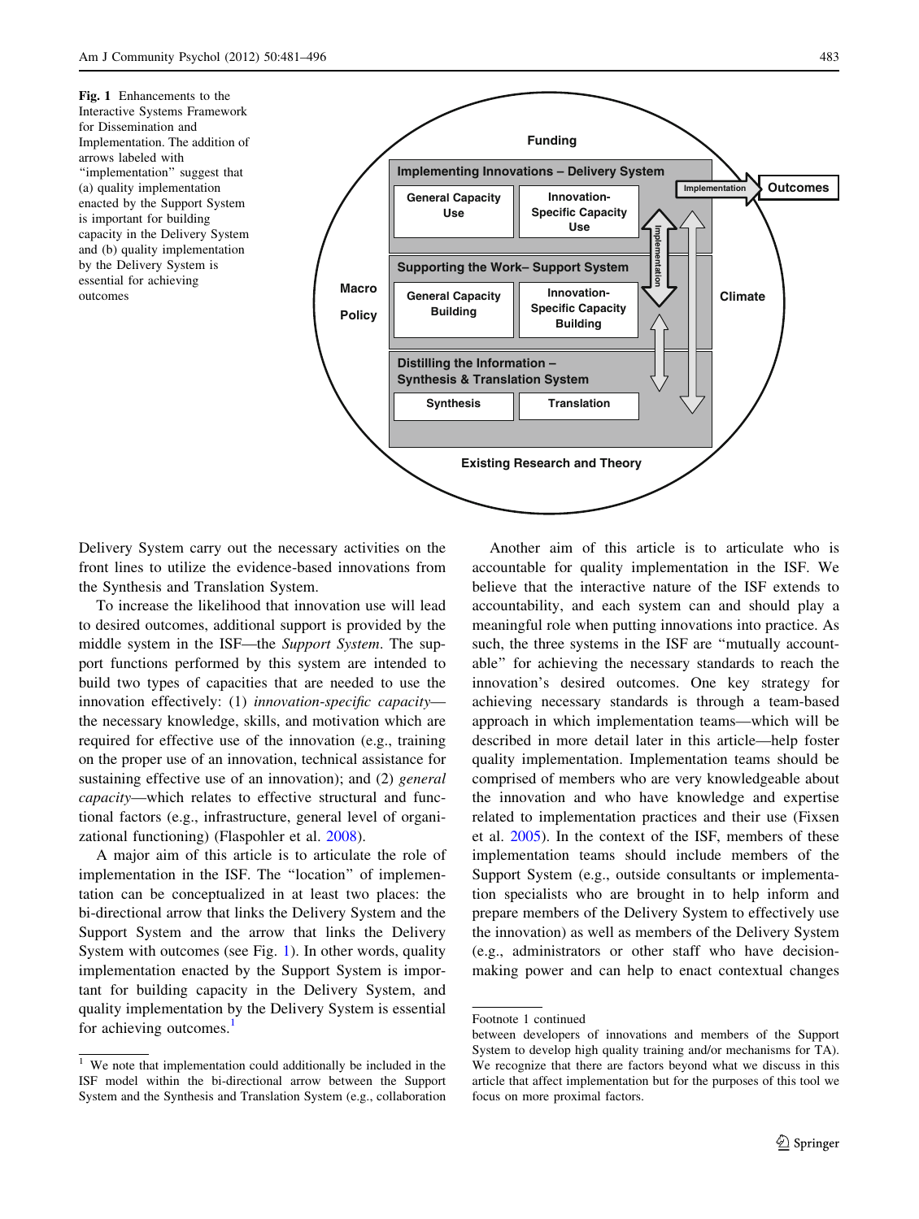**Fig. 1** Enhancements to the Interactive Systems Framework for Dissemination and Implementation. The addition of arrows labeled with "implementation" suggest that (a) quality implementation enacted by the Support System is important for building capacity in the Delivery System and (b) quality implementation by the Delivery System is essential for achieving outcomes

Delivery System carry out the necessary activities on the front lines to utilize the evidence-based innovations from the Synthesis and Translation System.

To increase the likelihood that innovation use will lead to desired outcomes, additional support is provided by the middle system in the ISF—the *Support System*. The support functions performed by this system are intended to build two types of capacities that are needed to use the innovation effectively: (1) *innovation-specific capacity*—the necessary knowledge, skills, and motivation which are required for effective use of the innovation (e.g., training on the proper use of an innovation, technical assistance for sustaining effective use of an innovation); and (2) *general capacity*—which relates to effective structural and functional factors (e.g., infrastructure, general level of organizational functioning) (Flaspohler et al. 2008).

A major aim of this article is to articulate the role of implementation in the ISF. The "location" of implementation can be conceptualized in at least two places: the bi-directional arrow that links the Delivery System and the Support System and the arrow that links the Delivery System with outcomes (see Fig. 1). In other words, quality implementation enacted by the Support System is important for building capacity in the Delivery System, and quality implementation by the Delivery System is essential for achieving outcomes.[1]

Another aim of this article is to articulate who is accountable for quality implementation in the ISF. We believe that the interactive nature of the ISF extends to accountability, and each system can and should play a meaningful role when putting innovations into practice. As such, the three systems in the ISF are "mutually accountable" for achieving the necessary standards to reach the innovation's desired outcomes. One key strategy for achieving necessary standards is through a team-based approach in which implementation teams—which will be described in more detail later in this article—help foster quality implementation. Implementation teams should be comprised of members who are very knowledgeable about the innovation and who have knowledge and expertise related to implementation practices and their use (Fixsen et al. 2005). In the context of the ISF, members of these implementation teams should include members of the Support System (e.g., outside consultants or implementation specialists who are brought in to help inform and prepare members of the Delivery System to effectively use the innovation) as well as members of the Delivery System (e.g., administrators or other staff who have decision-making power and can help to enact contextual changes

---

[1] We note that implementation could additionally be included in the ISF model within the bi-directional arrow between the Support System and the Synthesis and Translation System (e.g., collaboration between developers of innovations and members of the Support System to develop high quality training and/or mechanisms for TA). We recognize that there are factors beyond what we discuss in this article that affect implementation but for the purposes of this tool we focus on more proximal factors.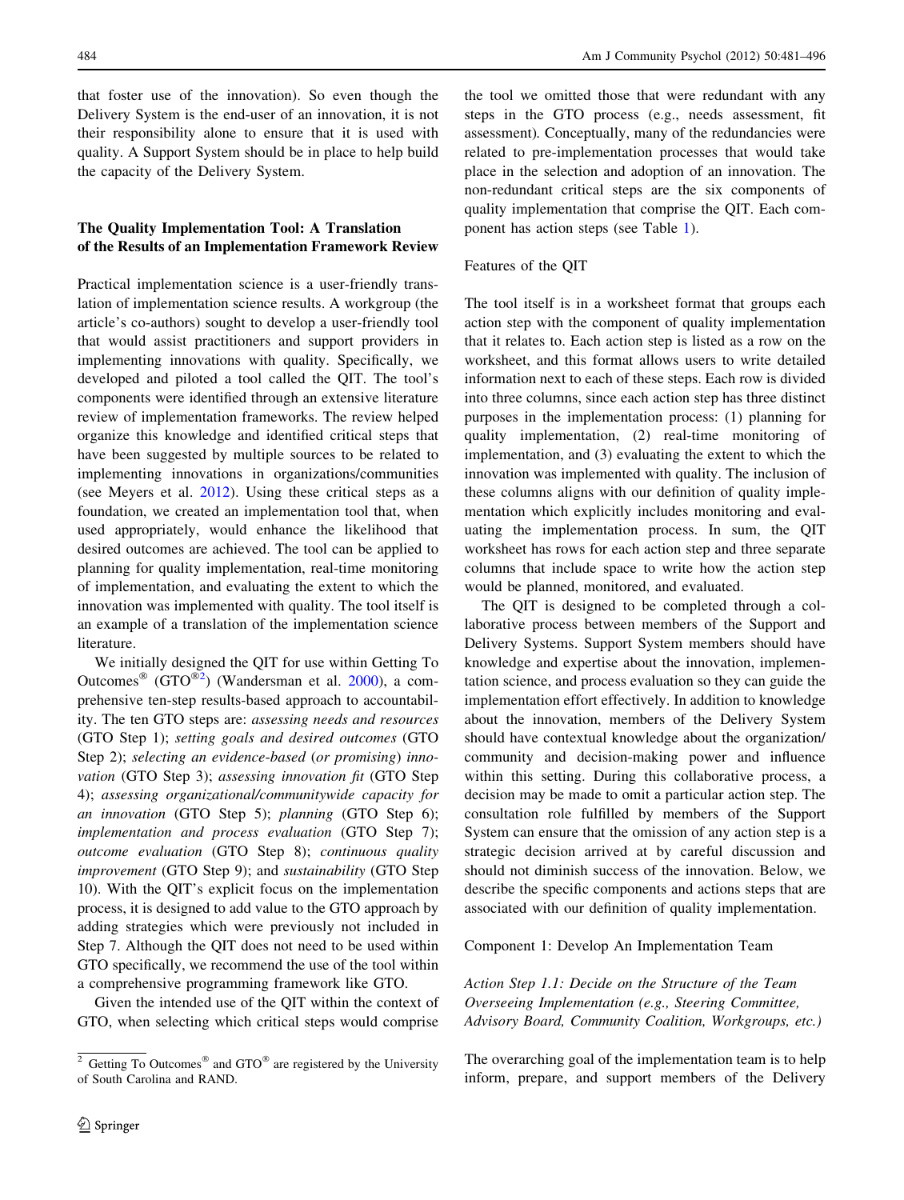that foster use of the innovation). So even though the Delivery System is the end-user of an innovation, it is not their responsibility alone to ensure that it is used with quality. A Support System should be in place to help build the capacity of the Delivery System.

## The Quality Implementation Tool: A Translation of the Results of an Implementation Framework Review

Practical implementation science is a user-friendly translation of implementation science results. A workgroup (the article's co-authors) sought to develop a user-friendly tool that would assist practitioners and support providers in implementing innovations with quality. Specifically, we developed and piloted a tool called the QIT. The tool's components were identified through an extensive literature review of implementation frameworks. The review helped organize this knowledge and identified critical steps that have been suggested by multiple sources to be related to implementing innovations in organizations/communities (see Meyers et al. 2012). Using these critical steps as a foundation, we created an implementation tool that, when used appropriately, would enhance the likelihood that desired outcomes are achieved. The tool can be applied to planning for quality implementation, real-time monitoring of implementation, and evaluating the extent to which the innovation was implemented with quality. The tool itself is an example of a translation of the implementation science literature.

We initially designed the QIT for use within Getting To Outcomes® (GTO®[2]) (Wandersman et al. 2000), a comprehensive ten-step results-based approach to accountability. The ten GTO steps are: *assessing needs and resources* (GTO Step 1); *setting goals and desired outcomes* (GTO Step 2); *selecting an evidence-based* (*or promising*) *innovation* (GTO Step 3); *assessing innovation fit* (GTO Step 4); *assessing organizational/communitywide capacity for an innovation* (GTO Step 5); *planning* (GTO Step 6); *implementation and process evaluation* (GTO Step 7); *outcome evaluation* (GTO Step 8); *continuous quality improvement* (GTO Step 9); and *sustainability* (GTO Step 10). With the QIT's explicit focus on the implementation process, it is designed to add value to the GTO approach by adding strategies which were previously not included in Step 7. Although the QIT does not need to be used within GTO specifically, we recommend the use of the tool within a comprehensive programming framework like GTO.

Given the intended use of the QIT within the context of GTO, when selecting which critical steps would comprise the tool we omitted those that were redundant with any steps in the GTO process (e.g., needs assessment, fit assessment). Conceptually, many of the redundancies were related to pre-implementation processes that would take place in the selection and adoption of an innovation. The non-redundant critical steps are the six components of quality implementation that comprise the QIT. Each component has action steps (see Table 1).

### Features of the QIT

The tool itself is in a worksheet format that groups each action step with the component of quality implementation that it relates to. Each action step is listed as a row on the worksheet, and this format allows users to write detailed information next to each of these steps. Each row is divided into three columns, since each action step has three distinct purposes in the implementation process: (1) planning for quality implementation, (2) real-time monitoring of implementation, and (3) evaluating the extent to which the innovation was implemented with quality. The inclusion of these columns aligns with our definition of quality implementation which explicitly includes monitoring and evaluating the implementation process. In sum, the QIT worksheet has rows for each action step and three separate columns that include space to write how the action step would be planned, monitored, and evaluated.

The QIT is designed to be completed through a collaborative process between members of the Support and Delivery Systems. Support System members should have knowledge and expertise about the innovation, implementation science, and process evaluation so they can guide the implementation effort effectively. In addition to knowledge about the innovation, members of the Delivery System should have contextual knowledge about the organization/community and decision-making power and influence within this setting. During this collaborative process, a decision may be made to omit a particular action step. The consultation role fulfilled by members of the Support System can ensure that the omission of any action step is a strategic decision arrived at by careful discussion and should not diminish success of the innovation. Below, we describe the specific components and actions steps that are associated with our definition of quality implementation.

### Component 1: Develop An Implementation Team

#### *Action Step 1.1: Decide on the Structure of the Team Overseeing Implementation (e.g., Steering Committee, Advisory Board, Community Coalition, Workgroups, etc.)*

The overarching goal of the implementation team is to help inform, prepare, and support members of the Delivery

[2] Getting To Outcomes® and GTO® are registered by the University of South Carolina and RAND.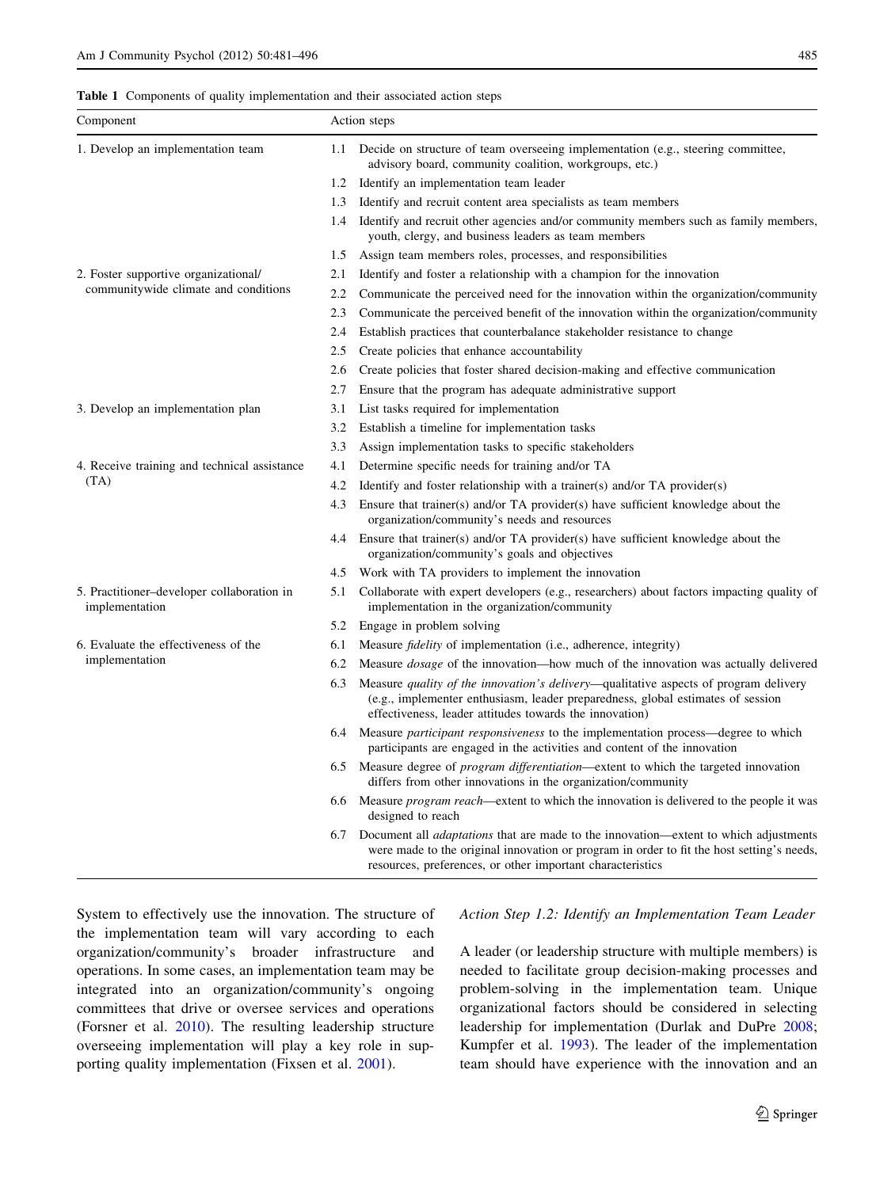**Table 1** Components of quality implementation and their associated action steps

| Component | Action steps |
| --- | --- |
| 1. Develop an implementation team | 1.1 Decide on structure of team overseeing implementation (e.g., steering committee, advisory board, community coalition, workgroups, etc.) |
| | 1.2 Identify an implementation team leader |
| | 1.3 Identify and recruit content area specialists as team members |
| | 1.4 Identify and recruit other agencies and/or community members such as family members, youth, clergy, and business leaders as team members |
| | 1.5 Assign team members roles, processes, and responsibilities |
| 2. Foster supportive organizational/communitywide climate and conditions | 2.1 Identify and foster a relationship with a champion for the innovation |
| | 2.2 Communicate the perceived need for the innovation within the organization/community |
| | 2.3 Communicate the perceived benefit of the innovation within the organization/community |
| | 2.4 Establish practices that counterbalance stakeholder resistance to change |
| | 2.5 Create policies that enhance accountability |
| | 2.6 Create policies that foster shared decision-making and effective communication |
| | 2.7 Ensure that the program has adequate administrative support |
| 3. Develop an implementation plan | 3.1 List tasks required for implementation |
| | 3.2 Establish a timeline for implementation tasks |
| | 3.3 Assign implementation tasks to specific stakeholders |
| 4. Receive training and technical assistance (TA) | 4.1 Determine specific needs for training and/or TA |
| | 4.2 Identify and foster relationship with a trainer(s) and/or TA provider(s) |
| | 4.3 Ensure that trainer(s) and/or TA provider(s) have sufficient knowledge about the organization/community's needs and resources |
| | 4.4 Ensure that trainer(s) and/or TA provider(s) have sufficient knowledge about the organization/community's goals and objectives |
| | 4.5 Work with TA providers to implement the innovation |
| 5. Practitioner–developer collaboration in implementation | 5.1 Collaborate with expert developers (e.g., researchers) about factors impacting quality of implementation in the organization/community |
| | 5.2 Engage in problem solving |
| 6. Evaluate the effectiveness of the implementation | 6.1 Measure *fidelity* of implementation (i.e., adherence, integrity) |
| | 6.2 Measure *dosage* of the innovation—how much of the innovation was actually delivered |
| | 6.3 Measure *quality of the innovation's delivery*—qualitative aspects of program delivery (e.g., implementer enthusiasm, leader preparedness, global estimates of session effectiveness, leader attitudes towards the innovation) |
| | 6.4 Measure *participant responsiveness* to the implementation process—degree to which participants are engaged in the activities and content of the innovation |
| | 6.5 Measure degree of *program differentiation*—extent to which the targeted innovation differs from other innovations in the organization/community |
| | 6.6 Measure *program reach*—extent to which the innovation is delivered to the people it was designed to reach |
| | 6.7 Document all *adaptations* that are made to the innovation—extent to which adjustments were made to the original innovation or program in order to fit the host setting's needs, resources, preferences, or other important characteristics |

System to effectively use the innovation. The structure of the implementation team will vary according to each organization/community's broader infrastructure and operations. In some cases, an implementation team may be integrated into an organization/community's ongoing committees that drive or oversee services and operations (Forsner et al. 2010). The resulting leadership structure overseeing implementation will play a key role in supporting quality implementation (Fixsen et al. 2001).

### *Action Step 1.2: Identify an Implementation Team Leader*

A leader (or leadership structure with multiple members) is needed to facilitate group decision-making processes and problem-solving in the implementation team. Unique organizational factors should be considered in selecting leadership for implementation (Durlak and DuPre 2008; Kumpfer et al. 1993). The leader of the implementation team should have experience with the innovation and an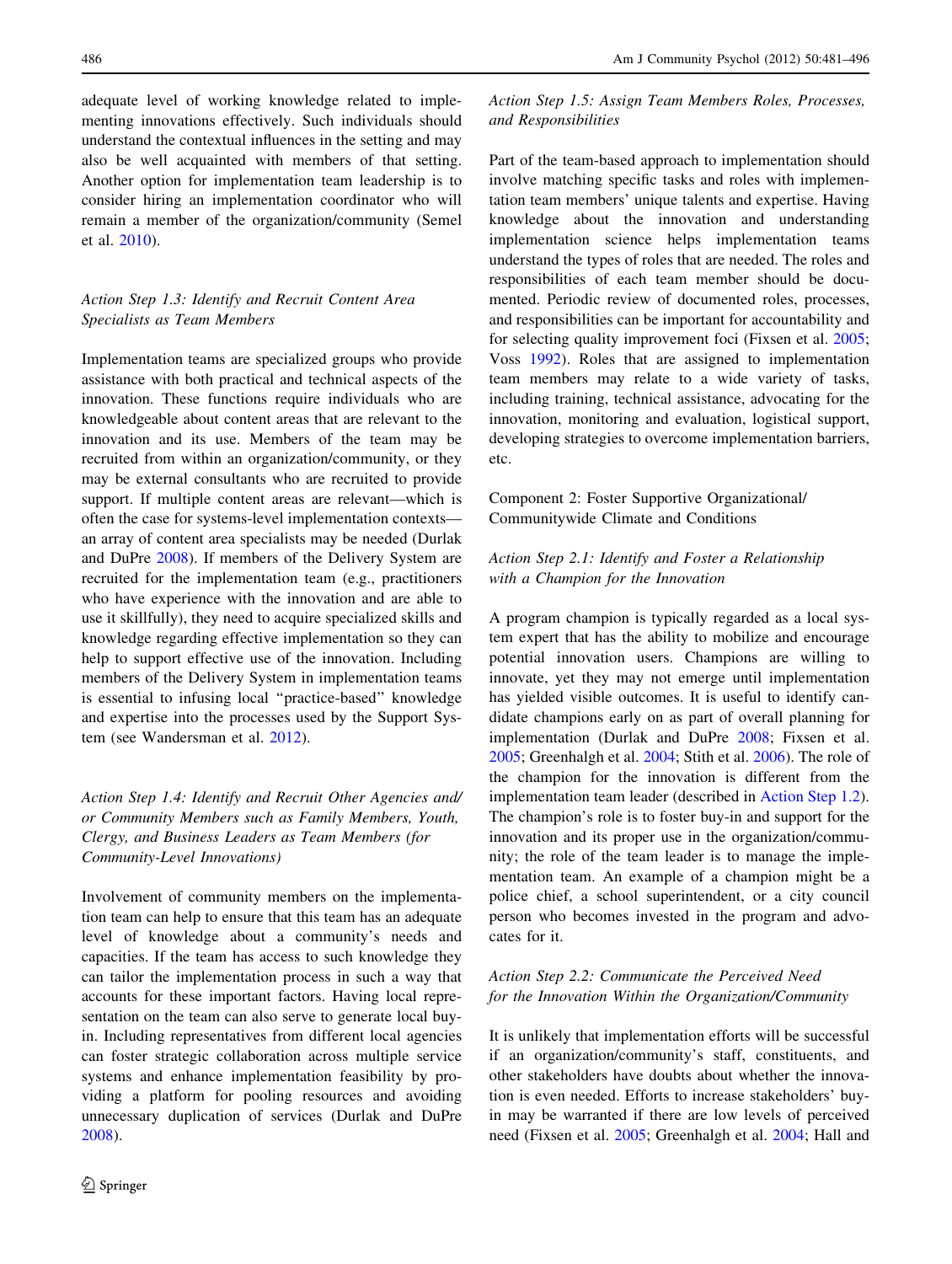adequate level of working knowledge related to implementing innovations effectively. Such individuals should understand the contextual influences in the setting and may also be well acquainted with members of that setting. Another option for implementation team leadership is to consider hiring an implementation coordinator who will remain a member of the organization/community (Semel et al. 2010).

*Action Step 1.3: Identify and Recruit Content Area Specialists as Team Members*

Implementation teams are specialized groups who provide assistance with both practical and technical aspects of the innovation. These functions require individuals who are knowledgeable about content areas that are relevant to the innovation and its use. Members of the team may be recruited from within an organization/community, or they may be external consultants who are recruited to provide support. If multiple content areas are relevant—which is often the case for systems-level implementation contexts—an array of content area specialists may be needed (Durlak and DuPre 2008). If members of the Delivery System are recruited for the implementation team (e.g., practitioners who have experience with the innovation and are able to use it skillfully), they need to acquire specialized skills and knowledge regarding effective implementation so they can help to support effective use of the innovation. Including members of the Delivery System in implementation teams is essential to infusing local "practice-based" knowledge and expertise into the processes used by the Support System (see Wandersman et al. 2012).

*Action Step 1.4: Identify and Recruit Other Agencies and/or Community Members such as Family Members, Youth, Clergy, and Business Leaders as Team Members (for Community-Level Innovations)*

Involvement of community members on the implementation team can help to ensure that this team has an adequate level of knowledge about a community's needs and capacities. If the team has access to such knowledge they can tailor the implementation process in such a way that accounts for these important factors. Having local representation on the team can also serve to generate local buy-in. Including representatives from different local agencies can foster strategic collaboration across multiple service systems and enhance implementation feasibility by providing a platform for pooling resources and avoiding unnecessary duplication of services (Durlak and DuPre 2008).

*Action Step 1.5: Assign Team Members Roles, Processes, and Responsibilities*

Part of the team-based approach to implementation should involve matching specific tasks and roles with implementation team members' unique talents and expertise. Having knowledge about the innovation and understanding implementation science helps implementation teams understand the types of roles that are needed. The roles and responsibilities of each team member should be documented. Periodic review of documented roles, processes, and responsibilities can be important for accountability and for selecting quality improvement foci (Fixsen et al. 2005; Voss 1992). Roles that are assigned to implementation team members may relate to a wide variety of tasks, including training, technical assistance, advocating for the innovation, monitoring and evaluation, logistical support, developing strategies to overcome implementation barriers, etc.

Component 2: Foster Supportive Organizational/Communitywide Climate and Conditions

*Action Step 2.1: Identify and Foster a Relationship with a Champion for the Innovation*

A program champion is typically regarded as a local system expert that has the ability to mobilize and encourage potential innovation users. Champions are willing to innovate, yet they may not emerge until implementation has yielded visible outcomes. It is useful to identify candidate champions early on as part of overall planning for implementation (Durlak and DuPre 2008; Fixsen et al. 2005; Greenhalgh et al. 2004; Stith et al. 2006). The role of the champion for the innovation is different from the implementation team leader (described in Action Step 1.2). The champion's role is to foster buy-in and support for the innovation and its proper use in the organization/community; the role of the team leader is to manage the implementation team. An example of a champion might be a police chief, a school superintendent, or a city council person who becomes invested in the program and advocates for it.

*Action Step 2.2: Communicate the Perceived Need for the Innovation Within the Organization/Community*

It is unlikely that implementation efforts will be successful if an organization/community's staff, constituents, and other stakeholders have doubts about whether the innovation is even needed. Efforts to increase stakeholders' buy-in may be warranted if there are low levels of perceived need (Fixsen et al. 2005; Greenhalgh et al. 2004; Hall and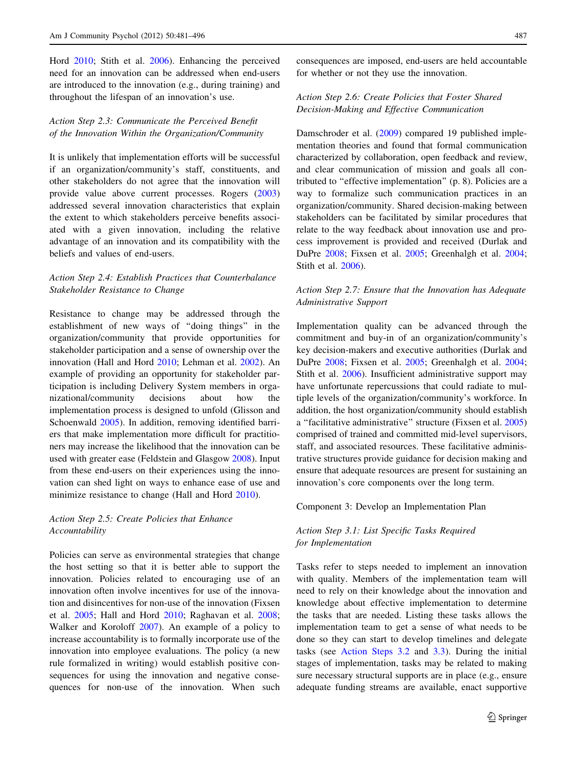Hord 2010; Stith et al. 2006). Enhancing the perceived need for an innovation can be addressed when end-users are introduced to the innovation (e.g., during training) and throughout the lifespan of an innovation's use.

*Action Step 2.3: Communicate the Perceived Benefit of the Innovation Within the Organization/Community*

It is unlikely that implementation efforts will be successful if an organization/community's staff, constituents, and other stakeholders do not agree that the innovation will provide value above current processes. Rogers (2003) addressed several innovation characteristics that explain the extent to which stakeholders perceive benefits associated with a given innovation, including the relative advantage of an innovation and its compatibility with the beliefs and values of end-users.

*Action Step 2.4: Establish Practices that Counterbalance Stakeholder Resistance to Change*

Resistance to change may be addressed through the establishment of new ways of "doing things" in the organization/community that provide opportunities for stakeholder participation and a sense of ownership over the innovation (Hall and Hord 2010; Lehman et al. 2002). An example of providing an opportunity for stakeholder participation is including Delivery System members in organizational/community decisions about how the implementation process is designed to unfold (Glisson and Schoenwald 2005). In addition, removing identified barriers that make implementation more difficult for practitioners may increase the likelihood that the innovation can be used with greater ease (Feldstein and Glasgow 2008). Input from these end-users on their experiences using the innovation can shed light on ways to enhance ease of use and minimize resistance to change (Hall and Hord 2010).

*Action Step 2.5: Create Policies that Enhance Accountability*

Policies can serve as environmental strategies that change the host setting so that it is better able to support the innovation. Policies related to encouraging use of an innovation often involve incentives for use of the innovation and disincentives for non-use of the innovation (Fixsen et al. 2005; Hall and Hord 2010; Raghavan et al. 2008; Walker and Koroloff 2007). An example of a policy to increase accountability is to formally incorporate use of the innovation into employee evaluations. The policy (a new rule formalized in writing) would establish positive consequences for using the innovation and negative consequences for non-use of the innovation. When such consequences are imposed, end-users are held accountable for whether or not they use the innovation.

*Action Step 2.6: Create Policies that Foster Shared Decision-Making and Effective Communication*

Damschroder et al. (2009) compared 19 published implementation theories and found that formal communication characterized by collaboration, open feedback and review, and clear communication of mission and goals all contributed to "effective implementation" (p. 8). Policies are a way to formalize such communication practices in an organization/community. Shared decision-making between stakeholders can be facilitated by similar procedures that relate to the way feedback about innovation use and process improvement is provided and received (Durlak and DuPre 2008; Fixsen et al. 2005; Greenhalgh et al. 2004; Stith et al. 2006).

*Action Step 2.7: Ensure that the Innovation has Adequate Administrative Support*

Implementation quality can be advanced through the commitment and buy-in of an organization/community's key decision-makers and executive authorities (Durlak and DuPre 2008; Fixsen et al. 2005; Greenhalgh et al. 2004; Stith et al. 2006). Insufficient administrative support may have unfortunate repercussions that could radiate to multiple levels of the organization/community's workforce. In addition, the host organization/community should establish a "facilitative administrative" structure (Fixsen et al. 2005) comprised of trained and committed mid-level supervisors, staff, and associated resources. These facilitative administrative structures provide guidance for decision making and ensure that adequate resources are present for sustaining an innovation's core components over the long term.

Component 3: Develop an Implementation Plan

*Action Step 3.1: List Specific Tasks Required for Implementation*

Tasks refer to steps needed to implement an innovation with quality. Members of the implementation team will need to rely on their knowledge about the innovation and knowledge about effective implementation to determine the tasks that are needed. Listing these tasks allows the implementation team to get a sense of what needs to be done so they can start to develop timelines and delegate tasks (see Action Steps 3.2 and 3.3). During the initial stages of implementation, tasks may be related to making sure necessary structural supports are in place (e.g., ensure adequate funding streams are available, enact supportive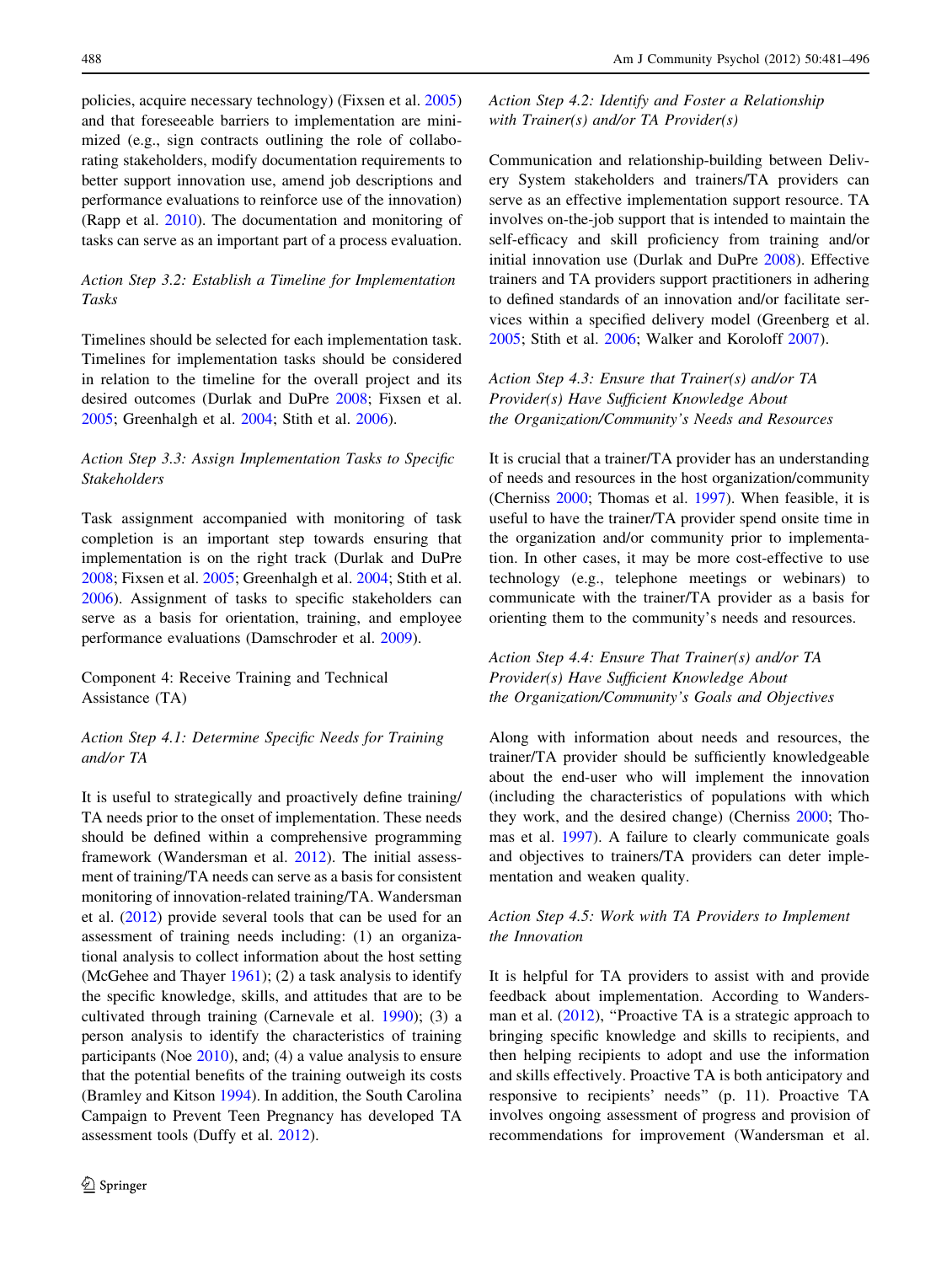policies, acquire necessary technology) (Fixsen et al. 2005) and that foreseeable barriers to implementation are minimized (e.g., sign contracts outlining the role of collaborating stakeholders, modify documentation requirements to better support innovation use, amend job descriptions and performance evaluations to reinforce use of the innovation) (Rapp et al. 2010). The documentation and monitoring of tasks can serve as an important part of a process evaluation.

*Action Step 3.2: Establish a Timeline for Implementation Tasks*

Timelines should be selected for each implementation task. Timelines for implementation tasks should be considered in relation to the timeline for the overall project and its desired outcomes (Durlak and DuPre 2008; Fixsen et al. 2005; Greenhalgh et al. 2004; Stith et al. 2006).

*Action Step 3.3: Assign Implementation Tasks to Specific Stakeholders*

Task assignment accompanied with monitoring of task completion is an important step towards ensuring that implementation is on the right track (Durlak and DuPre 2008; Fixsen et al. 2005; Greenhalgh et al. 2004; Stith et al. 2006). Assignment of tasks to specific stakeholders can serve as a basis for orientation, training, and employee performance evaluations (Damschroder et al. 2009).

## Component 4: Receive Training and Technical Assistance (TA)

*Action Step 4.1: Determine Specific Needs for Training and/or TA*

It is useful to strategically and proactively define training/TA needs prior to the onset of implementation. These needs should be defined within a comprehensive programming framework (Wandersman et al. 2012). The initial assessment of training/TA needs can serve as a basis for consistent monitoring of innovation-related training/TA. Wandersman et al. (2012) provide several tools that can be used for an assessment of training needs including: (1) an organizational analysis to collect information about the host setting (McGehee and Thayer 1961); (2) a task analysis to identify the specific knowledge, skills, and attitudes that are to be cultivated through training (Carnevale et al. 1990); (3) a person analysis to identify the characteristics of training participants (Noe 2010), and; (4) a value analysis to ensure that the potential benefits of the training outweigh its costs (Bramley and Kitson 1994). In addition, the South Carolina Campaign to Prevent Teen Pregnancy has developed TA assessment tools (Duffy et al. 2012).

*Action Step 4.2: Identify and Foster a Relationship with Trainer(s) and/or TA Provider(s)*

Communication and relationship-building between Delivery System stakeholders and trainers/TA providers can serve as an effective implementation support resource. TA involves on-the-job support that is intended to maintain the self-efficacy and skill proficiency from training and/or initial innovation use (Durlak and DuPre 2008). Effective trainers and TA providers support practitioners in adhering to defined standards of an innovation and/or facilitate services within a specified delivery model (Greenberg et al. 2005; Stith et al. 2006; Walker and Koroloff 2007).

*Action Step 4.3: Ensure that Trainer(s) and/or TA Provider(s) Have Sufficient Knowledge About the Organization/Community's Needs and Resources*

It is crucial that a trainer/TA provider has an understanding of needs and resources in the host organization/community (Cherniss 2000; Thomas et al. 1997). When feasible, it is useful to have the trainer/TA provider spend onsite time in the organization and/or community prior to implementation. In other cases, it may be more cost-effective to use technology (e.g., telephone meetings or webinars) to communicate with the trainer/TA provider as a basis for orienting them to the community's needs and resources.

*Action Step 4.4: Ensure That Trainer(s) and/or TA Provider(s) Have Sufficient Knowledge About the Organization/Community's Goals and Objectives*

Along with information about needs and resources, the trainer/TA provider should be sufficiently knowledgeable about the end-user who will implement the innovation (including the characteristics of populations with which they work, and the desired change) (Cherniss 2000; Thomas et al. 1997). A failure to clearly communicate goals and objectives to trainers/TA providers can deter implementation and weaken quality.

*Action Step 4.5: Work with TA Providers to Implement the Innovation*

It is helpful for TA providers to assist with and provide feedback about implementation. According to Wandersman et al. (2012), "Proactive TA is a strategic approach to bringing specific knowledge and skills to recipients, and then helping recipients to adopt and use the information and skills effectively. Proactive TA is both anticipatory and responsive to recipients' needs" (p. 11). Proactive TA involves ongoing assessment of progress and provision of recommendations for improvement (Wandersman et al.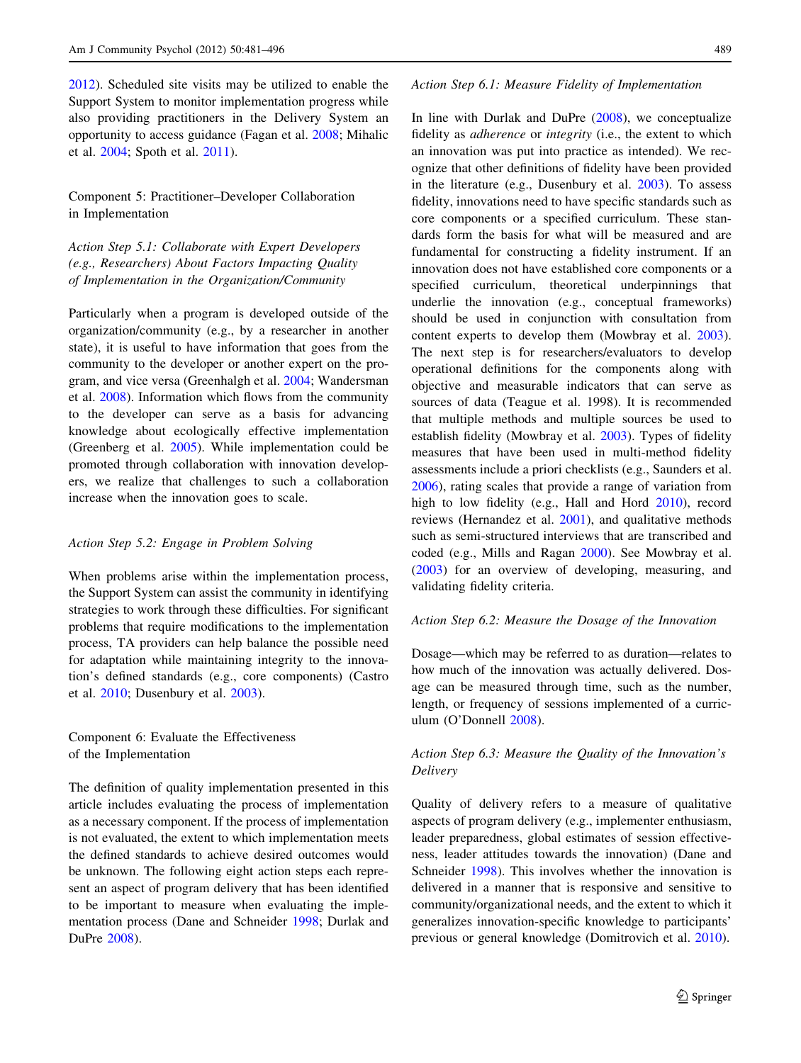2012). Scheduled site visits may be utilized to enable the Support System to monitor implementation progress while also providing practitioners in the Delivery System an opportunity to access guidance (Fagan et al. 2008; Mihalic et al. 2004; Spoth et al. 2011).

## Component 5: Practitioner–Developer Collaboration in Implementation

### *Action Step 5.1: Collaborate with Expert Developers (e.g., Researchers) About Factors Impacting Quality of Implementation in the Organization/Community*

Particularly when a program is developed outside of the organization/community (e.g., by a researcher in another state), it is useful to have information that goes from the community to the developer or another expert on the program, and vice versa (Greenhalgh et al. 2004; Wandersman et al. 2008). Information which flows from the community to the developer can serve as a basis for advancing knowledge about ecologically effective implementation (Greenberg et al. 2005). While implementation could be promoted through collaboration with innovation developers, we realize that challenges to such a collaboration increase when the innovation goes to scale.

### *Action Step 5.2: Engage in Problem Solving*

When problems arise within the implementation process, the Support System can assist the community in identifying strategies to work through these difficulties. For significant problems that require modifications to the implementation process, TA providers can help balance the possible need for adaptation while maintaining integrity to the innovation's defined standards (e.g., core components) (Castro et al. 2010; Dusenbury et al. 2003).

## Component 6: Evaluate the Effectiveness of the Implementation

The definition of quality implementation presented in this article includes evaluating the process of implementation as a necessary component. If the process of implementation is not evaluated, the extent to which implementation meets the defined standards to achieve desired outcomes would be unknown. The following eight action steps each represent an aspect of program delivery that has been identified to be important to measure when evaluating the implementation process (Dane and Schneider 1998; Durlak and DuPre 2008).

### *Action Step 6.1: Measure Fidelity of Implementation*

In line with Durlak and DuPre (2008), we conceptualize fidelity as *adherence* or *integrity* (i.e., the extent to which an innovation was put into practice as intended). We recognize that other definitions of fidelity have been provided in the literature (e.g., Dusenbury et al. 2003). To assess fidelity, innovations need to have specific standards such as core components or a specified curriculum. These standards form the basis for what will be measured and are fundamental for constructing a fidelity instrument. If an innovation does not have established core components or a specified curriculum, theoretical underpinnings that underlie the innovation (e.g., conceptual frameworks) should be used in conjunction with consultation from content experts to develop them (Mowbray et al. 2003). The next step is for researchers/evaluators to develop operational definitions for the components along with objective and measurable indicators that can serve as sources of data (Teague et al. 1998). It is recommended that multiple methods and multiple sources be used to establish fidelity (Mowbray et al. 2003). Types of fidelity measures that have been used in multi-method fidelity assessments include a priori checklists (e.g., Saunders et al. 2006), rating scales that provide a range of variation from high to low fidelity (e.g., Hall and Hord 2010), record reviews (Hernandez et al. 2001), and qualitative methods such as semi-structured interviews that are transcribed and coded (e.g., Mills and Ragan 2000). See Mowbray et al. (2003) for an overview of developing, measuring, and validating fidelity criteria.

### *Action Step 6.2: Measure the Dosage of the Innovation*

Dosage—which may be referred to as duration—relates to how much of the innovation was actually delivered. Dosage can be measured through time, such as the number, length, or frequency of sessions implemented of a curriculum (O'Donnell 2008).

### *Action Step 6.3: Measure the Quality of the Innovation's Delivery*

Quality of delivery refers to a measure of qualitative aspects of program delivery (e.g., implementer enthusiasm, leader preparedness, global estimates of session effectiveness, leader attitudes towards the innovation) (Dane and Schneider 1998). This involves whether the innovation is delivered in a manner that is responsive and sensitive to community/organizational needs, and the extent to which it generalizes innovation-specific knowledge to participants' previous or general knowledge (Domitrovich et al. 2010).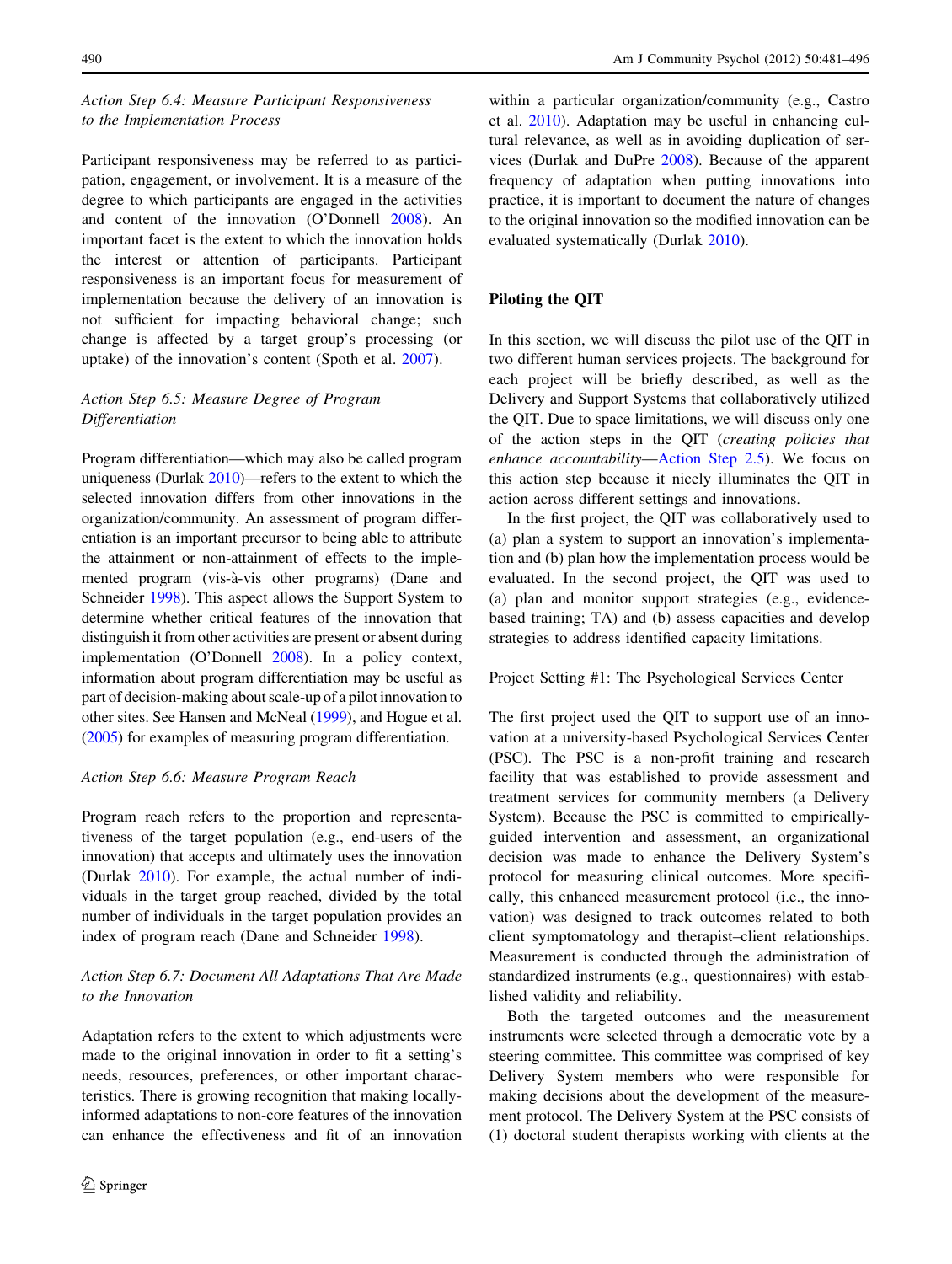*Action Step 6.4: Measure Participant Responsiveness to the Implementation Process*

Participant responsiveness may be referred to as participation, engagement, or involvement. It is a measure of the degree to which participants are engaged in the activities and content of the innovation (O'Donnell 2008). An important facet is the extent to which the innovation holds the interest or attention of participants. Participant responsiveness is an important focus for measurement of implementation because the delivery of an innovation is not sufficient for impacting behavioral change; such change is affected by a target group's processing (or uptake) of the innovation's content (Spoth et al. 2007).

*Action Step 6.5: Measure Degree of Program Differentiation*

Program differentiation—which may also be called program uniqueness (Durlak 2010)—refers to the extent to which the selected innovation differs from other innovations in the organization/community. An assessment of program differentiation is an important precursor to being able to attribute the attainment or non-attainment of effects to the implemented program (vis-à-vis other programs) (Dane and Schneider 1998). This aspect allows the Support System to determine whether critical features of the innovation that distinguish it from other activities are present or absent during implementation (O'Donnell 2008). In a policy context, information about program differentiation may be useful as part of decision-making about scale-up of a pilot innovation to other sites. See Hansen and McNeal (1999), and Hogue et al. (2005) for examples of measuring program differentiation.

*Action Step 6.6: Measure Program Reach*

Program reach refers to the proportion and representativeness of the target population (e.g., end-users of the innovation) that accepts and ultimately uses the innovation (Durlak 2010). For example, the actual number of individuals in the target group reached, divided by the total number of individuals in the target population provides an index of program reach (Dane and Schneider 1998).

*Action Step 6.7: Document All Adaptations That Are Made to the Innovation*

Adaptation refers to the extent to which adjustments were made to the original innovation in order to fit a setting's needs, resources, preferences, or other important characteristics. There is growing recognition that making locally-informed adaptations to non-core features of the innovation can enhance the effectiveness and fit of an innovation within a particular organization/community (e.g., Castro et al. 2010). Adaptation may be useful in enhancing cultural relevance, as well as in avoiding duplication of services (Durlak and DuPre 2008). Because of the apparent frequency of adaptation when putting innovations into practice, it is important to document the nature of changes to the original innovation so the modified innovation can be evaluated systematically (Durlak 2010).

## Piloting the QIT

In this section, we will discuss the pilot use of the QIT in two different human services projects. The background for each project will be briefly described, as well as the Delivery and Support Systems that collaboratively utilized the QIT. Due to space limitations, we will discuss only one of the action steps in the QIT (*creating policies that enhance accountability*—Action Step 2.5). We focus on this action step because it nicely illuminates the QIT in action across different settings and innovations.

In the first project, the QIT was collaboratively used to (a) plan a system to support an innovation's implementation and (b) plan how the implementation process would be evaluated. In the second project, the QIT was used to (a) plan and monitor support strategies (e.g., evidence-based training; TA) and (b) assess capacities and develop strategies to address identified capacity limitations.

### Project Setting #1: The Psychological Services Center

The first project used the QIT to support use of an innovation at a university-based Psychological Services Center (PSC). The PSC is a non-profit training and research facility that was established to provide assessment and treatment services for community members (a Delivery System). Because the PSC is committed to empirically-guided intervention and assessment, an organizational decision was made to enhance the Delivery System's protocol for measuring clinical outcomes. More specifically, this enhanced measurement protocol (i.e., the innovation) was designed to track outcomes related to both client symptomatology and therapist–client relationships. Measurement is conducted through the administration of standardized instruments (e.g., questionnaires) with established validity and reliability.

Both the targeted outcomes and the measurement instruments were selected through a democratic vote by a steering committee. This committee was comprised of key Delivery System members who were responsible for making decisions about the development of the measurement protocol. The Delivery System at the PSC consists of (1) doctoral student therapists working with clients at the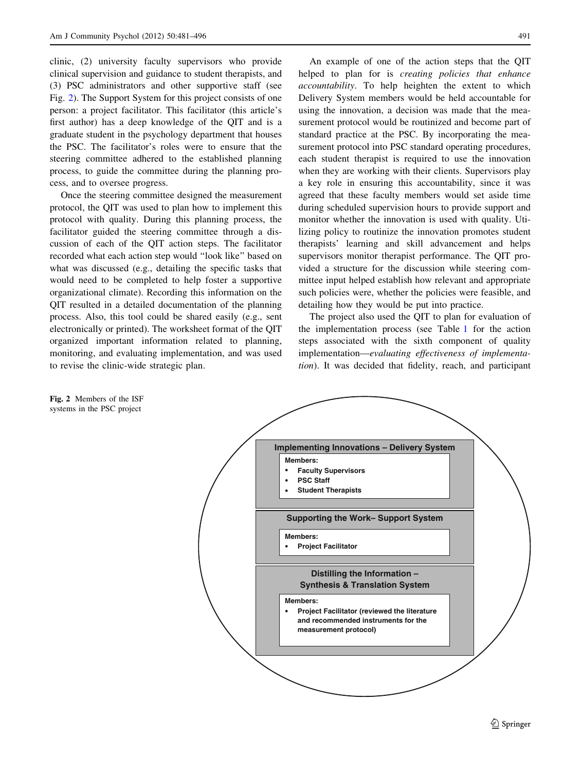clinic, (2) university faculty supervisors who provide clinical supervision and guidance to student therapists, and (3) PSC administrators and other supportive staff (see Fig. 2). The Support System for this project consists of one person: a project facilitator. This facilitator (this article's first author) has a deep knowledge of the QIT and is a graduate student in the psychology department that houses the PSC. The facilitator's roles were to ensure that the steering committee adhered to the established planning process, to guide the committee during the planning process, and to oversee progress.

Once the steering committee designed the measurement protocol, the QIT was used to plan how to implement this protocol with quality. During this planning process, the facilitator guided the steering committee through a discussion of each of the QIT action steps. The facilitator recorded what each action step would "look like" based on what was discussed (e.g., detailing the specific tasks that would need to be completed to help foster a supportive organizational climate). Recording this information on the QIT resulted in a detailed documentation of the planning process. Also, this tool could be shared easily (e.g., sent electronically or printed). The worksheet format of the QIT organized important information related to planning, monitoring, and evaluating implementation, and was used to revise the clinic-wide strategic plan.

An example of one of the action steps that the QIT helped to plan for is *creating policies that enhance accountability*. To help heighten the extent to which Delivery System members would be held accountable for using the innovation, a decision was made that the measurement protocol would be routinized and become part of standard practice at the PSC. By incorporating the measurement protocol into PSC standard operating procedures, each student therapist is required to use the innovation when they are working with their clients. Supervisors play a key role in ensuring this accountability, since it was agreed that these faculty members would set aside time during scheduled supervision hours to provide support and monitor whether the innovation is used with quality. Utilizing policy to routinize the innovation promotes student therapists' learning and skill advancement and helps supervisors monitor therapist performance. The QIT provided a structure for the discussion while steering committee input helped establish how relevant and appropriate such policies were, whether the policies were feasible, and detailing how they would be put into practice.

The project also used the QIT to plan for evaluation of the implementation process (see Table 1 for the action steps associated with the sixth component of quality implementation—*evaluating effectiveness of implementation*). It was decided that fidelity, reach, and participant

Implementing Innovations – Delivery System

Members:
- Faculty Supervisors
- PSC Staff
- Student Therapists

Supporting the Work– Support System

Members:
- Project Facilitator

Distilling the Information – Synthesis & Translation System

Members:
- Project Facilitator (reviewed the literature and recommended instruments for the measurement protocol)

**Fig. 2** Members of the ISF systems in the PSC project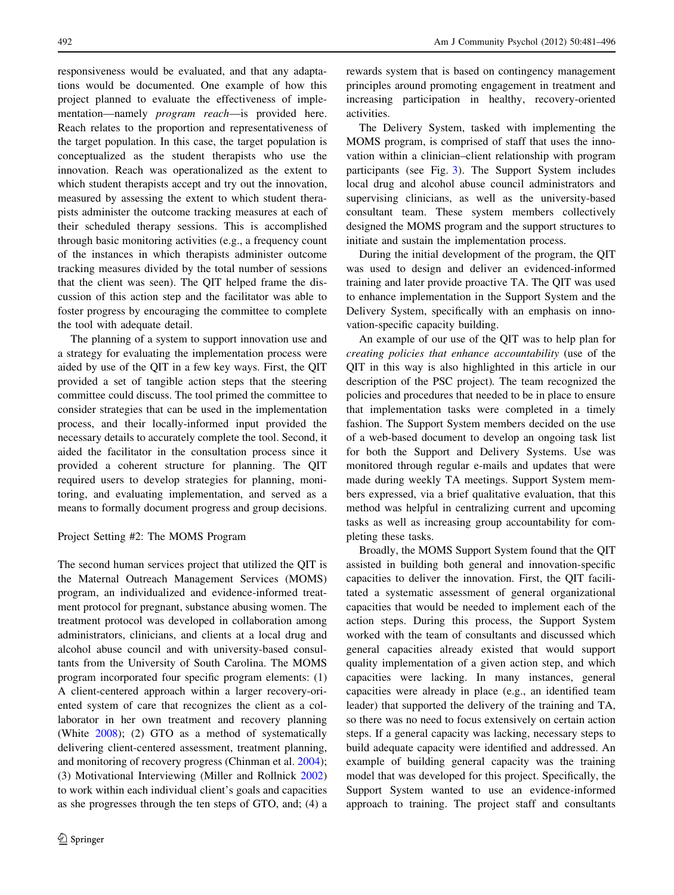responsiveness would be evaluated, and that any adaptations would be documented. One example of how this project planned to evaluate the effectiveness of implementation—namely *program reach*—is provided here. Reach relates to the proportion and representativeness of the target population. In this case, the target population is conceptualized as the student therapists who use the innovation. Reach was operationalized as the extent to which student therapists accept and try out the innovation, measured by assessing the extent to which student therapists administer the outcome tracking measures at each of their scheduled therapy sessions. This is accomplished through basic monitoring activities (e.g., a frequency count of the instances in which therapists administer outcome tracking measures divided by the total number of sessions that the client was seen). The QIT helped frame the discussion of this action step and the facilitator was able to foster progress by encouraging the committee to complete the tool with adequate detail.

The planning of a system to support innovation use and a strategy for evaluating the implementation process were aided by use of the QIT in a few key ways. First, the QIT provided a set of tangible action steps that the steering committee could discuss. The tool primed the committee to consider strategies that can be used in the implementation process, and their locally-informed input provided the necessary details to accurately complete the tool. Second, it aided the facilitator in the consultation process since it provided a coherent structure for planning. The QIT required users to develop strategies for planning, monitoring, and evaluating implementation, and served as a means to formally document progress and group decisions.

### Project Setting #2: The MOMS Program

The second human services project that utilized the QIT is the Maternal Outreach Management Services (MOMS) program, an individualized and evidence-informed treatment protocol for pregnant, substance abusing women. The treatment protocol was developed in collaboration among administrators, clinicians, and clients at a local drug and alcohol abuse council and with university-based consultants from the University of South Carolina. The MOMS program incorporated four specific program elements: (1) A client-centered approach within a larger recovery-oriented system of care that recognizes the client as a collaborator in her own treatment and recovery planning (White 2008); (2) GTO as a method of systematically delivering client-centered assessment, treatment planning, and monitoring of recovery progress (Chinman et al. 2004); (3) Motivational Interviewing (Miller and Rollnick 2002) to work within each individual client's goals and capacities as she progresses through the ten steps of GTO, and; (4) a rewards system that is based on contingency management principles around promoting engagement in treatment and increasing participation in healthy, recovery-oriented activities.

The Delivery System, tasked with implementing the MOMS program, is comprised of staff that uses the innovation within a clinician–client relationship with program participants (see Fig. 3). The Support System includes local drug and alcohol abuse council administrators and supervising clinicians, as well as the university-based consultant team. These system members collectively designed the MOMS program and the support structures to initiate and sustain the implementation process.

During the initial development of the program, the QIT was used to design and deliver an evidenced-informed training and later provide proactive TA. The QIT was used to enhance implementation in the Support System and the Delivery System, specifically with an emphasis on innovation-specific capacity building.

An example of our use of the QIT was to help plan for *creating policies that enhance accountability* (use of the QIT in this way is also highlighted in this article in our description of the PSC project). The team recognized the policies and procedures that needed to be in place to ensure that implementation tasks were completed in a timely fashion. The Support System members decided on the use of a web-based document to develop an ongoing task list for both the Support and Delivery Systems. Use was monitored through regular e-mails and updates that were made during weekly TA meetings. Support System members expressed, via a brief qualitative evaluation, that this method was helpful in centralizing current and upcoming tasks as well as increasing group accountability for completing these tasks.

Broadly, the MOMS Support System found that the QIT assisted in building both general and innovation-specific capacities to deliver the innovation. First, the QIT facilitated a systematic assessment of general organizational capacities that would be needed to implement each of the action steps. During this process, the Support System worked with the team of consultants and discussed which general capacities already existed that would support quality implementation of a given action step, and which capacities were lacking. In many instances, general capacities were already in place (e.g., an identified team leader) that supported the delivery of the training and TA, so there was no need to focus extensively on certain action steps. If a general capacity was lacking, necessary steps to build adequate capacity were identified and addressed. An example of building general capacity was the training model that was developed for this project. Specifically, the Support System wanted to use an evidence-informed approach to training. The project staff and consultants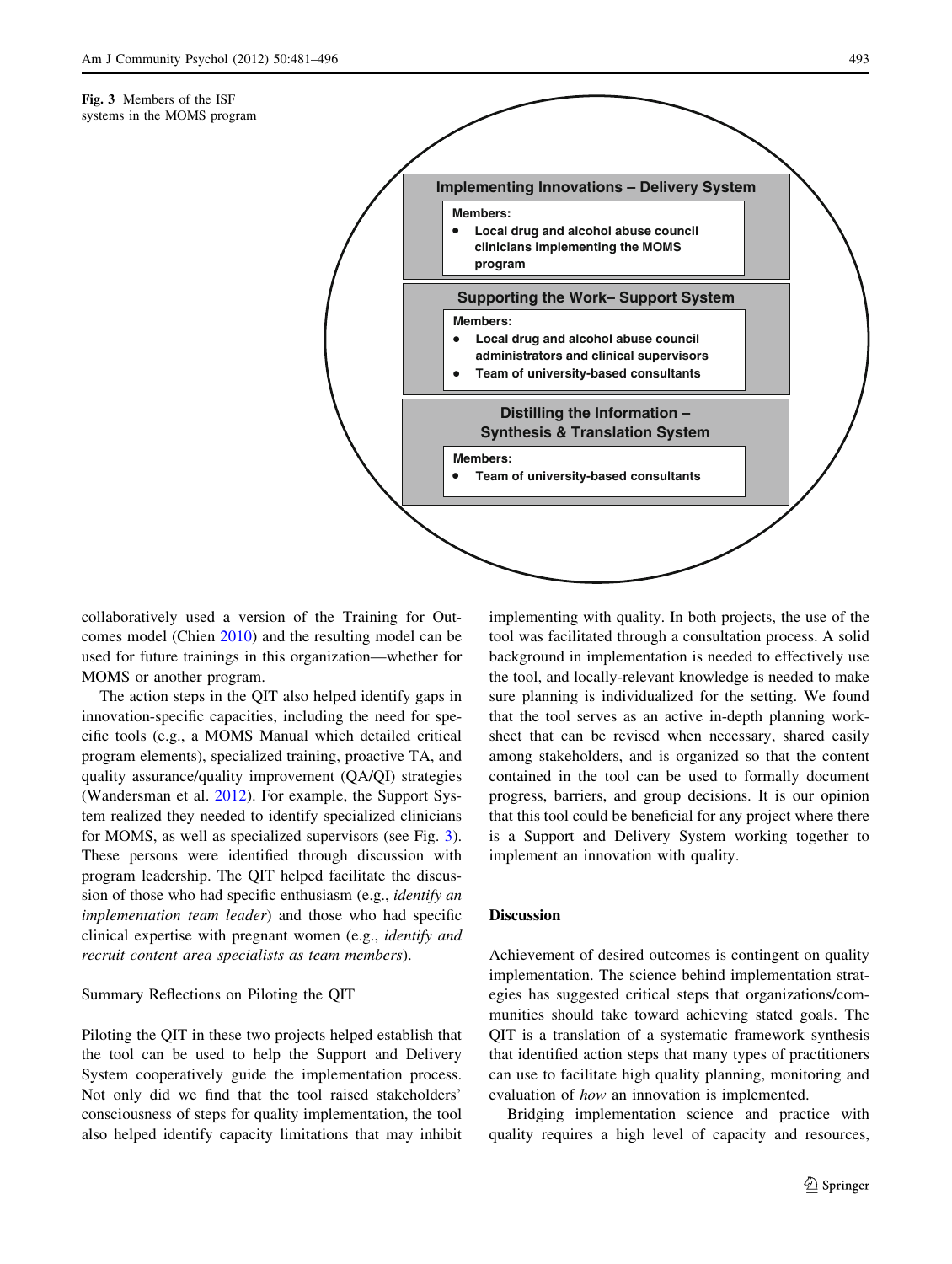Fig. 3 Members of the ISF systems in the MOMS program

Implementing Innovations – Delivery System

Members:

- Local drug and alcohol abuse council clinicians implementing the MOMS program

Supporting the Work– Support System

Members:

- Local drug and alcohol abuse council administrators and clinical supervisors
- Team of university-based consultants

Distilling the Information – Synthesis & Translation System

Members:

- Team of university-based consultants

collaboratively used a version of the Training for Outcomes model (Chien 2010) and the resulting model can be used for future trainings in this organization—whether for MOMS or another program.

The action steps in the QIT also helped identify gaps in innovation-specific capacities, including the need for specific tools (e.g., a MOMS Manual which detailed critical program elements), specialized training, proactive TA, and quality assurance/quality improvement (QA/QI) strategies (Wandersman et al. 2012). For example, the Support System realized they needed to identify specialized clinicians for MOMS, as well as specialized supervisors (see Fig. 3). These persons were identified through discussion with program leadership. The QIT helped facilitate the discussion of those who had specific enthusiasm (e.g., *identify an implementation team leader*) and those who had specific clinical expertise with pregnant women (e.g., *identify and recruit content area specialists as team members*).

### Summary Reflections on Piloting the QIT

Piloting the QIT in these two projects helped establish that the tool can be used to help the Support and Delivery System cooperatively guide the implementation process. Not only did we find that the tool raised stakeholders' consciousness of steps for quality implementation, the tool also helped identify capacity limitations that may inhibit implementing with quality. In both projects, the use of the tool was facilitated through a consultation process. A solid background in implementation is needed to effectively use the tool, and locally-relevant knowledge is needed to make sure planning is individualized for the setting. We found that the tool serves as an active in-depth planning worksheet that can be revised when necessary, shared easily among stakeholders, and is organized so that the content contained in the tool can be used to formally document progress, barriers, and group decisions. It is our opinion that this tool could be beneficial for any project where there is a Support and Delivery System working together to implement an innovation with quality.

## Discussion

Achievement of desired outcomes is contingent on quality implementation. The science behind implementation strategies has suggested critical steps that organizations/communities should take toward achieving stated goals. The QIT is a translation of a systematic framework synthesis that identified action steps that many types of practitioners can use to facilitate high quality planning, monitoring and evaluation of *how* an innovation is implemented.

Bridging implementation science and practice with quality requires a high level of capacity and resources,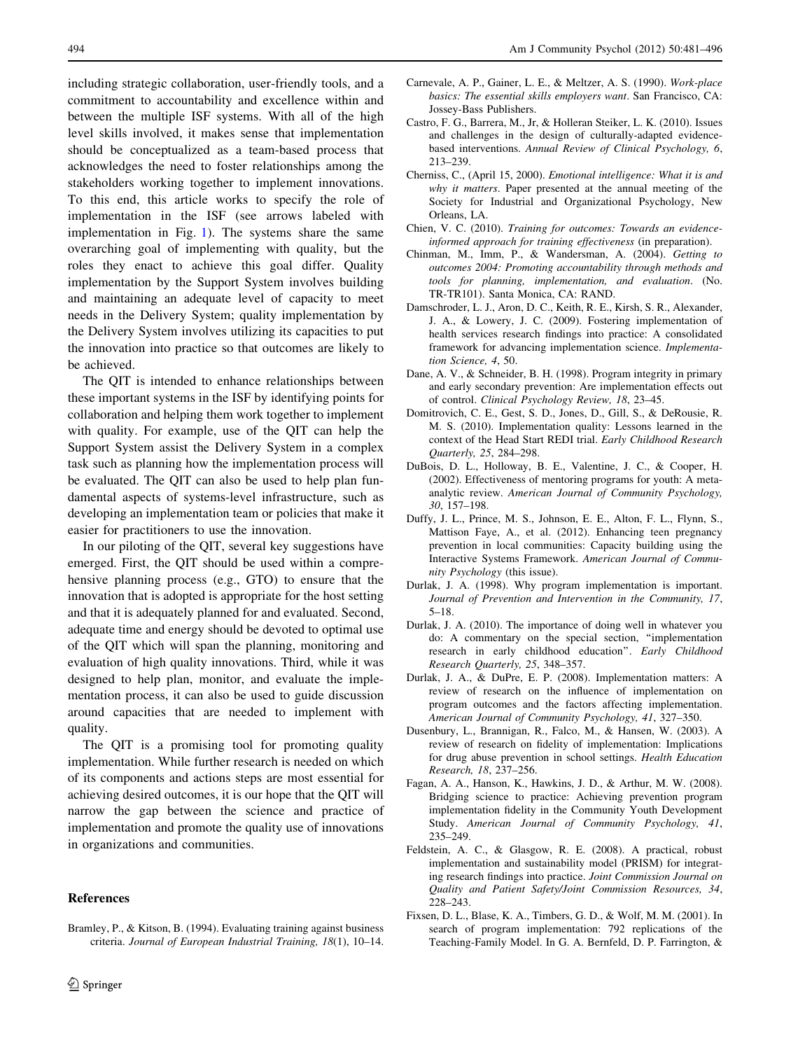including strategic collaboration, user-friendly tools, and a commitment to accountability and excellence within and between the multiple ISF systems. With all of the high level skills involved, it makes sense that implementation should be conceptualized as a team-based process that acknowledges the need to foster relationships among the stakeholders working together to implement innovations. To this end, this article works to specify the role of implementation in the ISF (see arrows labeled with implementation in Fig. 1). The systems share the same overarching goal of implementing with quality, but the roles they enact to achieve this goal differ. Quality implementation by the Support System involves building and maintaining an adequate level of capacity to meet needs in the Delivery System; quality implementation by the Delivery System involves utilizing its capacities to put the innovation into practice so that outcomes are likely to be achieved.

The QIT is intended to enhance relationships between these important systems in the ISF by identifying points for collaboration and helping them work together to implement with quality. For example, use of the QIT can help the Support System assist the Delivery System in a complex task such as planning how the implementation process will be evaluated. The QIT can also be used to help plan fundamental aspects of systems-level infrastructure, such as developing an implementation team or policies that make it easier for practitioners to use the innovation.

In our piloting of the QIT, several key suggestions have emerged. First, the QIT should be used within a comprehensive planning process (e.g., GTO) to ensure that the innovation that is adopted is appropriate for the host setting and that it is adequately planned for and evaluated. Second, adequate time and energy should be devoted to optimal use of the QIT which will span the planning, monitoring and evaluation of high quality innovations. Third, while it was designed to help plan, monitor, and evaluate the implementation process, it can also be used to guide discussion around capacities that are needed to implement with quality.

The QIT is a promising tool for promoting quality implementation. While further research is needed on which of its components and actions steps are most essential for achieving desired outcomes, it is our hope that the QIT will narrow the gap between the science and practice of implementation and promote the quality use of innovations in organizations and communities.

## References

Bramley, P., & Kitson, B. (1994). Evaluating training against business criteria. *Journal of European Industrial Training, 18*(1), 10–14.

Carnevale, A. P., Gainer, L. E., & Meltzer, A. S. (1990). *Work-place basics: The essential skills employers want*. San Francisco, CA: Jossey-Bass Publishers.

Castro, F. G., Barrera, M., Jr, & Holleran Steiker, L. K. (2010). Issues and challenges in the design of culturally-adapted evidence-based interventions. *Annual Review of Clinical Psychology, 6*, 213–239.

Cherniss, C., (April 15, 2000). *Emotional intelligence: What it is and why it matters*. Paper presented at the annual meeting of the Society for Industrial and Organizational Psychology, New Orleans, LA.

Chien, V. C. (2010). *Training for outcomes: Towards an evidence-informed approach for training effectiveness* (in preparation).

Chinman, M., Imm, P., & Wandersman, A. (2004). *Getting to outcomes 2004: Promoting accountability through methods and tools for planning, implementation, and evaluation*. (No. TR-TR101). Santa Monica, CA: RAND.

Damschroder, L. J., Aron, D. C., Keith, R. E., Kirsh, S. R., Alexander, J. A., & Lowery, J. C. (2009). Fostering implementation of health services research findings into practice: A consolidated framework for advancing implementation science. *Implementation Science, 4*, 50.

Dane, A. V., & Schneider, B. H. (1998). Program integrity in primary and early secondary prevention: Are implementation effects out of control. *Clinical Psychology Review, 18*, 23–45.

Domitrovich, C. E., Gest, S. D., Jones, D., Gill, S., & DeRousie, R. M. S. (2010). Implementation quality: Lessons learned in the context of the Head Start REDI trial. *Early Childhood Research Quarterly, 25*, 284–298.

DuBois, D. L., Holloway, B. E., Valentine, J. C., & Cooper, H. (2002). Effectiveness of mentoring programs for youth: A meta-analytic review. *American Journal of Community Psychology, 30*, 157–198.

Duffy, J. L., Prince, M. S., Johnson, E. E., Alton, F. L., Flynn, S., Mattison Faye, A., et al. (2012). Enhancing teen pregnancy prevention in local communities: Capacity building using the Interactive Systems Framework. *American Journal of Community Psychology* (this issue).

Durlak, J. A. (1998). Why program implementation is important. *Journal of Prevention and Intervention in the Community, 17*, 5–18.

Durlak, J. A. (2010). The importance of doing well in whatever you do: A commentary on the special section, "implementation research in early childhood education". *Early Childhood Research Quarterly, 25*, 348–357.

Durlak, J. A., & DuPre, E. P. (2008). Implementation matters: A review of research on the influence of implementation on program outcomes and the factors affecting implementation. *American Journal of Community Psychology, 41*, 327–350.

Dusenbury, L., Brannigan, R., Falco, M., & Hansen, W. (2003). A review of research on fidelity of implementation: Implications for drug abuse prevention in school settings. *Health Education Research, 18*, 237–256.

Fagan, A. A., Hanson, K., Hawkins, J. D., & Arthur, M. W. (2008). Bridging science to practice: Achieving prevention program implementation fidelity in the Community Youth Development Study. *American Journal of Community Psychology, 41*, 235–249.

Feldstein, A. C., & Glasgow, R. E. (2008). A practical, robust implementation and sustainability model (PRISM) for integrating research findings into practice. *Joint Commission Journal on Quality and Patient Safety/Joint Commission Resources, 34*, 228–243.

Fixsen, D. L., Blase, K. A., Timbers, G. D., & Wolf, M. M. (2001). In search of program implementation: 792 replications of the Teaching-Family Model. In G. A. Bernfeld, D. P. Farrington, &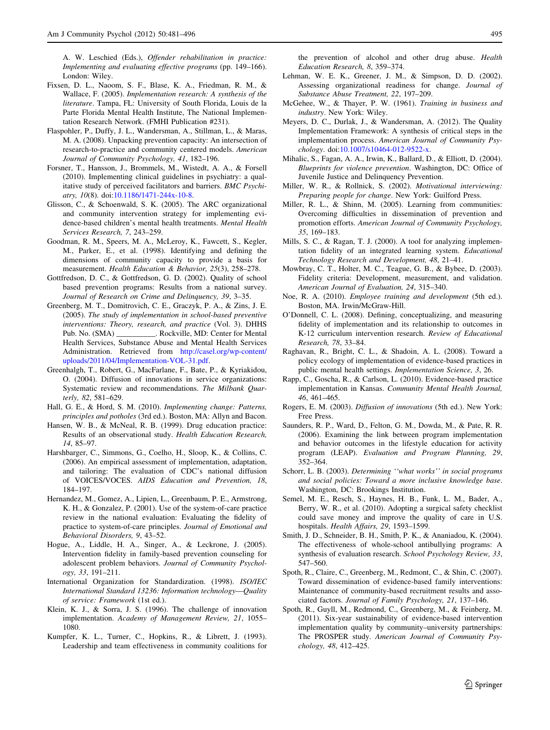A. W. Leschied (Eds.), *Offender rehabilitation in practice: Implementing and evaluating effective programs* (pp. 149–166). London: Wiley.

Fixsen, D. L., Naoom, S. F., Blase, K. A., Friedman, R. M., & Wallace, F. (2005). *Implementation research: A synthesis of the literature*. Tampa, FL: University of South Florida, Louis de la Parte Florida Mental Health Institute, The National Implementation Research Network. (FMHI Publication #231).

Flaspohler, P., Duffy, J. L., Wandersman, A., Stillman, L., & Maras, M. A. (2008). Unpacking prevention capacity: An intersection of research-to-practice and community centered models. *American Journal of Community Psychology, 41*, 182–196.

Forsner, T., Hansson, J., Brommels, M., Wistedt, A. A., & Forsell (2010). Implementing clinical guidelines in psychiatry: a qualitative study of perceived facilitators and barriers. *BMC Psychiatry, 10*(8). doi:10.1186/1471-244x-10-8.

Glisson, C., & Schoenwald, S. K. (2005). The ARC organizational and community intervention strategy for implementing evidence-based children's mental health treatments. *Mental Health Services Research, 7*, 243–259.

Goodman, R. M., Speers, M. A., McLeroy, K., Fawcett, S., Kegler, M., Parker, E., et al. (1998). Identifying and defining the dimensions of community capacity to provide a basis for measurement. *Health Education & Behavior, 25*(3), 258–278.

Gottfredson, D. C., & Gottfredson, G. D. (2002). Quality of school based prevention programs: Results from a national survey. *Journal of Research on Crime and Delinquency, 39*, 3–35.

Greenberg, M. T., Domitrovich, C. E., Graczyk, P. A., & Zins, J. E. (2005). *The study of implementation in school-based preventive interventions: Theory, research, and practice* (Vol. 3). DHHS Pub. No. (SMA) __________. Rockville, MD: Center for Mental Health Services, Substance Abuse and Mental Health Services Administration. Retrieved from http://casel.org/wp-content/uploads/2011/04/Implementation-VOL-31.pdf.

Greenhalgh, T., Robert, G., MacFarlane, F., Bate, P., & Kyriakidou, O. (2004). Diffusion of innovations in service organizations: Systematic review and recommendations. *The Milbank Quarterly, 82*, 581–629.

Hall, G. E., & Hord, S. M. (2010). *Implementing change: Patterns, principles and potholes* (3rd ed.). Boston, MA: Allyn and Bacon.

Hansen, W. B., & McNeal, R. B. (1999). Drug education practice: Results of an observational study. *Health Education Research, 14*, 85–97.

Harshbarger, C., Simmons, G., Coelho, H., Sloop, K., & Collins, C. (2006). An empirical assessment of implementation, adaptation, and tailoring: The evaluation of CDC's national diffusion of VOICES/VOCES. *AIDS Education and Prevention, 18*, 184–197.

Hernandez, M., Gomez, A., Lipien, L., Greenbaum, P. E., Armstrong, K. H., & Gonzalez, P. (2001). Use of the system-of-care practice review in the national evaluation: Evaluating the fidelity of practice to system-of-care principles. *Journal of Emotional and Behavioral Disorders, 9*, 43–52.

Hogue, A., Liddle, H. A., Singer, A., & Leckrone, J. (2005). Intervention fidelity in family-based prevention counseling for adolescent problem behaviors. *Journal of Community Psychology, 33*, 191–211.

International Organization for Standardization. (1998). *ISO/IEC International Standard 13236: Information technology—Quality of service: Framework* (1st ed.).

Klein, K. J., & Sorra, J. S. (1996). The challenge of innovation implementation. *Academy of Management Review, 21*, 1055–1080.

Kumpfer, K. L., Turner, C., Hopkins, R., & Librett, J. (1993). Leadership and team effectiveness in community coalitions for the prevention of alcohol and other drug abuse. *Health Education Research, 8*, 359–374.

Lehman, W. E. K., Greener, J. M., & Simpson, D. D. (2002). Assessing organizational readiness for change. *Journal of Substance Abuse Treatment, 22*, 197–209.

McGehee, W., & Thayer, P. W. (1961). *Training in business and industry*. New York: Wiley.

Meyers, D. C., Durlak, J., & Wandersman, A. (2012). The Quality Implementation Framework: A synthesis of critical steps in the implementation process. *American Journal of Community Psychology*. doi:10.1007/s10464-012-9522-x.

Mihalic, S., Fagan, A. A., Irwin, K., Ballard, D., & Elliott, D. (2004). *Blueprints for violence prevention*. Washington, DC: Office of Juvenile Justice and Delinquency Prevention.

Miller, W. R., & Rollnick, S. (2002). *Motivational interviewing: Preparing people for change*. New York: Guilford Press.

Miller, R. L., & Shinn, M. (2005). Learning from communities: Overcoming difficulties in dissemination of prevention and promotion efforts. *American Journal of Community Psychology, 35*, 169–183.

Mills, S. C., & Ragan, T. J. (2000). A tool for analyzing implementation fidelity of an integrated learning system. *Educational Technology Research and Development, 48*, 21–41.

Mowbray, C. T., Holter, M. C., Teague, G. B., & Bybee, D. (2003). Fidelity criteria: Development, measurement, and validation. *American Journal of Evaluation, 24*, 315–340.

Noe, R. A. (2010). *Employee training and development* (5th ed.). Boston, MA. Irwin/McGraw-Hill.

O'Donnell, C. L. (2008). Defining, conceptualizing, and measuring fidelity of implementation and its relationship to outcomes in K-12 curriculum intervention research. *Review of Educational Research, 78*, 33–84.

Raghavan, R., Bright, C. L., & Shadoin, A. L. (2008). Toward a policy ecology of implementation of evidence-based practices in public mental health settings. *Implementation Science, 3*, 26.

Rapp, C., Goscha, R., & Carlson, L. (2010). Evidence-based practice implementation in Kansas. *Community Mental Health Journal, 46*, 461–465.

Rogers, E. M. (2003). *Diffusion of innovations* (5th ed.). New York: Free Press.

Saunders, R. P., Ward, D., Felton, G. M., Dowda, M., & Pate, R. R. (2006). Examining the link between program implementation and behavior outcomes in the lifestyle education for activity program (LEAP). *Evaluation and Program Planning, 29*, 352–364.

Schorr, L. B. (2003). *Determining ''what works'' in social programs and social policies: Toward a more inclusive knowledge base*. Washington, DC: Brookings Institution.

Semel, M. E., Resch, S., Haynes, H. B., Funk, L. M., Bader, A., Berry, W. R., et al. (2010). Adopting a surgical safety checklist could save money and improve the quality of care in U.S. hospitals. *Health Affairs, 29*, 1593–1599.

Smith, J. D., Schneider, B. H., Smith, P. K., & Ananiadou, K. (2004). The effectiveness of whole-school antibullying programs: A synthesis of evaluation research. *School Psychology Review, 33*, 547–560.

Spoth, R., Claire, C., Greenberg, M., Redmont, C., & Shin, C. (2007). Toward dissemination of evidence-based family interventions: Maintenance of community-based recruitment results and associated factors. *Journal of Family Psychology, 21*, 137–146.

Spoth, R., Guyll, M., Redmond, C., Greenberg, M., & Feinberg, M. (2011). Six-year sustainability of evidence-based intervention implementation quality by community–university partnerships: The PROSPER study. *American Journal of Community Psychology, 48*, 412–425.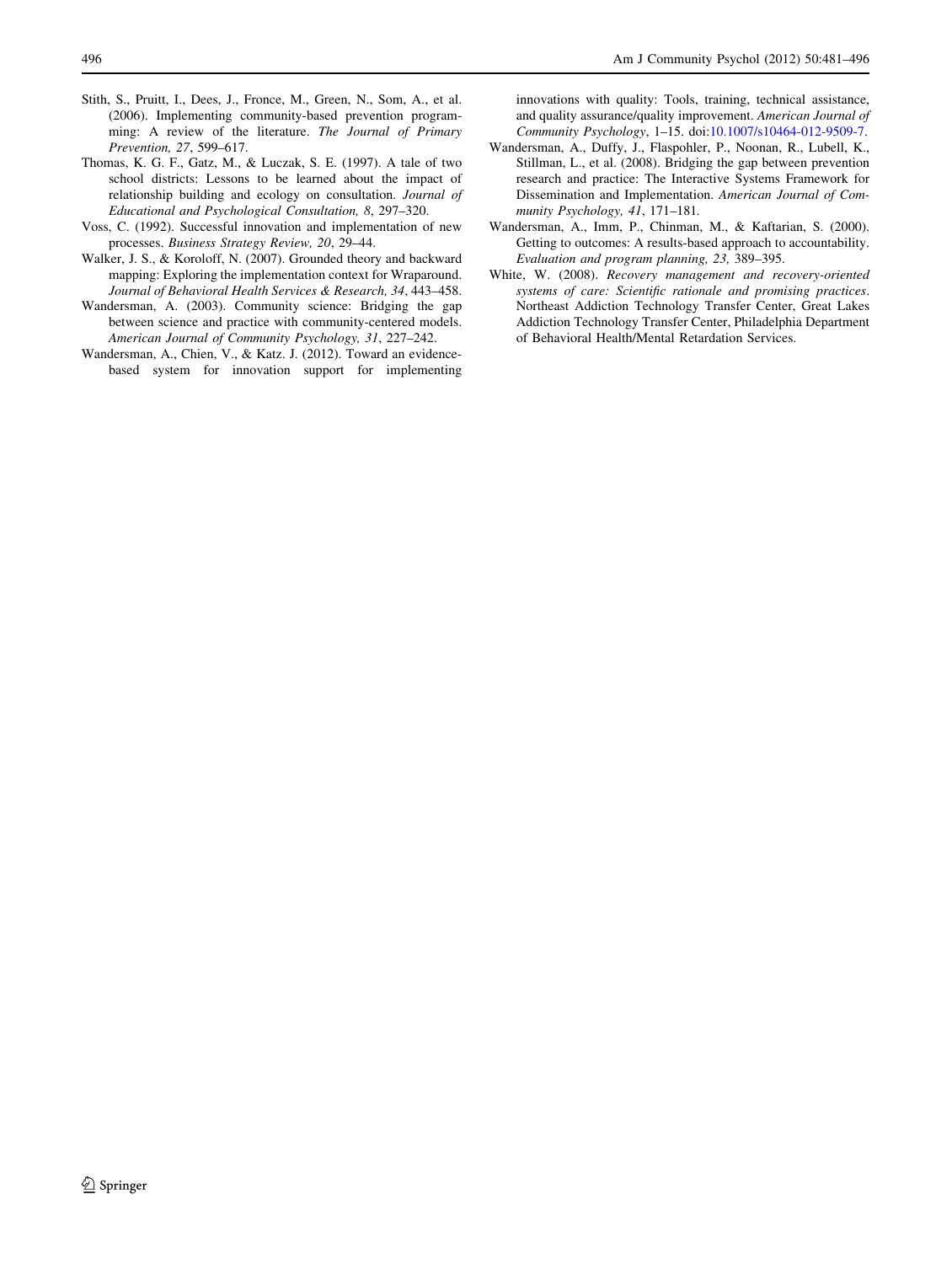Stith, S., Pruitt, I., Dees, J., Fronce, M., Green, N., Som, A., et al. (2006). Implementing community-based prevention programming: A review of the literature. *The Journal of Primary Prevention, 27*, 599–617.

Thomas, K. G. F., Gatz, M., & Luczak, S. E. (1997). A tale of two school districts: Lessons to be learned about the impact of relationship building and ecology on consultation. *Journal of Educational and Psychological Consultation, 8*, 297–320.

Voss, C. (1992). Successful innovation and implementation of new processes. *Business Strategy Review, 20*, 29–44.

Walker, J. S., & Koroloff, N. (2007). Grounded theory and backward mapping: Exploring the implementation context for Wraparound. *Journal of Behavioral Health Services & Research, 34*, 443–458.

Wandersman, A. (2003). Community science: Bridging the gap between science and practice with community-centered models. *American Journal of Community Psychology, 31*, 227–242.

Wandersman, A., Chien, V., & Katz. J. (2012). Toward an evidence-based system for innovation support for implementing innovations with quality: Tools, training, technical assistance, and quality assurance/quality improvement. *American Journal of Community Psychology*, 1–15. doi:10.1007/s10464-012-9509-7.

Wandersman, A., Duffy, J., Flaspohler, P., Noonan, R., Lubell, K., Stillman, L., et al. (2008). Bridging the gap between prevention research and practice: The Interactive Systems Framework for Dissemination and Implementation. *American Journal of Community Psychology, 41*, 171–181.

Wandersman, A., Imm, P., Chinman, M., & Kaftarian, S. (2000). Getting to outcomes: A results-based approach to accountability. *Evaluation and program planning, 23,* 389–395.

White, W. (2008). *Recovery management and recovery-oriented systems of care: Scientific rationale and promising practices*. Northeast Addiction Technology Transfer Center, Great Lakes Addiction Technology Transfer Center, Philadelphia Department of Behavioral Health/Mental Retardation Services.